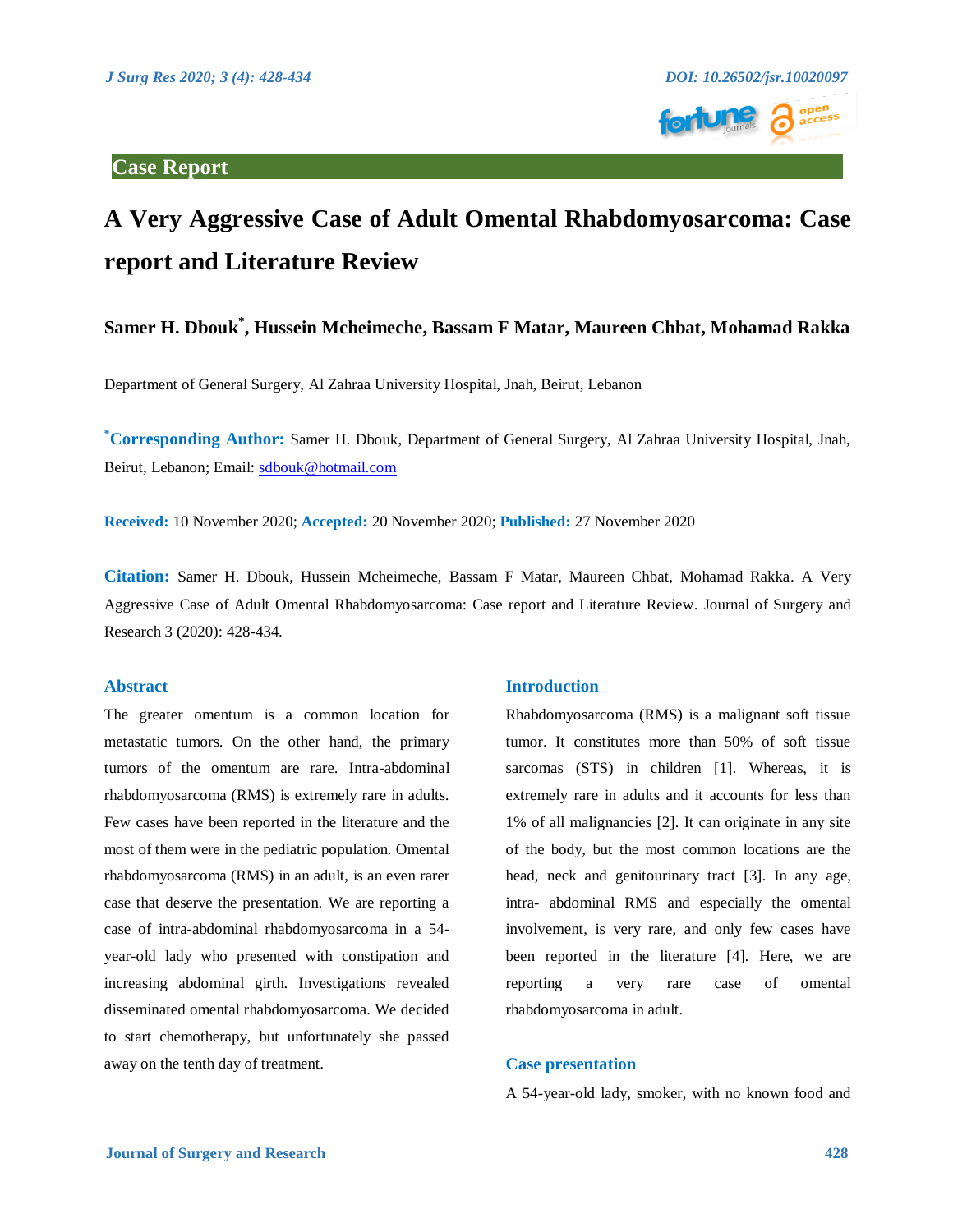Case Report

# A Very Aggressive Case of Adult Omental Rhabdomyosarcoma: Case report and Literature Review

**Samer H. Dbouk*, Hussein Mcheimeche, Bassam F Matar, Maureen Chbat, Mohamad Rakka**

Department of General Surgery, Al Zahraa University Hospital, Jnah, Beirut, Lebanon

**\*Corresponding Author:** Samer H. Dbouk, Department of General Surgery, Al Zahraa University Hospital, Jnah, Beirut, Lebanon; Email: sdbouk@hotmail.com

**Received:** 10 November 2020; **Accepted:** 20 November 2020; **Published:** 27 November 2020

**Citation:** Samer H. Dbouk, Hussein Mcheimeche, Bassam F Matar, Maureen Chbat, Mohamad Rakka. A Very Aggressive Case of Adult Omental Rhabdomyosarcoma: Case report and Literature Review. Journal of Surgery and Research 3 (2020): 428-434.

## Abstract

The greater omentum is a common location for metastatic tumors. On the other hand, the primary tumors of the omentum are rare. Intra-abdominal rhabdomyosarcoma (RMS) is extremely rare in adults. Few cases have been reported in the literature and the most of them were in the pediatric population. Omental rhabdomyosarcoma (RMS) in an adult, is an even rarer case that deserve the presentation. We are reporting a case of intra-abdominal rhabdomyosarcoma in a 54-year-old lady who presented with constipation and increasing abdominal girth. Investigations revealed disseminated omental rhabdomyosarcoma. We decided to start chemotherapy, but unfortunately she passed away on the tenth day of treatment.

## Introduction

Rhabdomyosarcoma (RMS) is a malignant soft tissue tumor. It constitutes more than 50% of soft tissue sarcomas (STS) in children [1]. Whereas, it is extremely rare in adults and it accounts for less than 1% of all malignancies [2]. It can originate in any site of the body, but the most common locations are the head, neck and genitourinary tract [3]. In any age, intra- abdominal RMS and especially the omental involvement, is very rare, and only few cases have been reported in the literature [4]. Here, we are reporting a very rare case of omental rhabdomyosarcoma in adult.

## Case presentation

A 54-year-old lady, smoker, with no known food and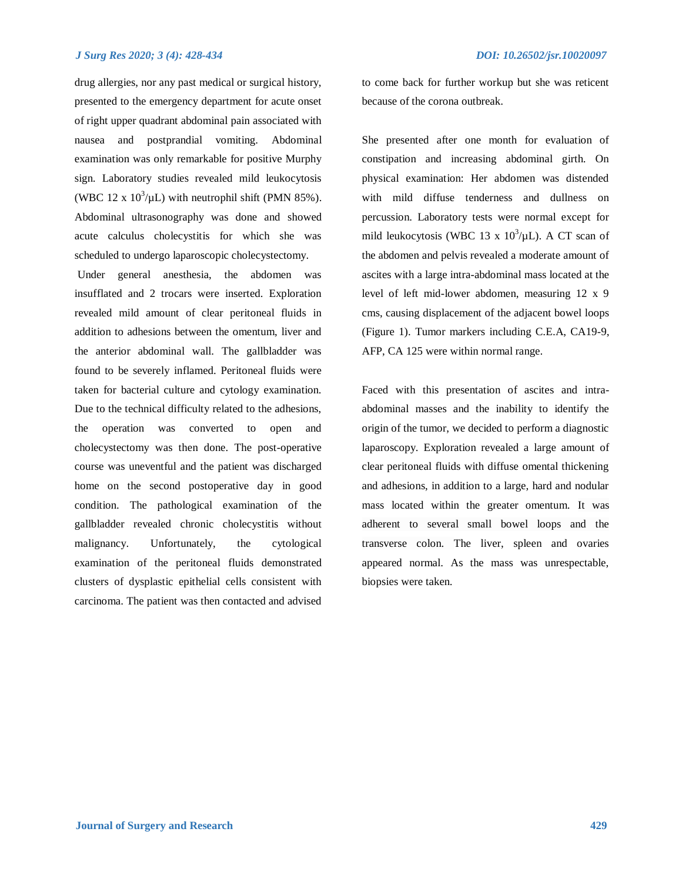drug allergies, nor any past medical or surgical history, presented to the emergency department for acute onset of right upper quadrant abdominal pain associated with nausea and postprandial vomiting. Abdominal examination was only remarkable for positive Murphy sign. Laboratory studies revealed mild leukocytosis (WBC 12 x $10^3$/μL) with neutrophil shift (PMN 85%). Abdominal ultrasonography was done and showed acute calculus cholecystitis for which she was scheduled to undergo laparoscopic cholecystectomy.

Under general anesthesia, the abdomen was insufflated and 2 trocars were inserted. Exploration revealed mild amount of clear peritoneal fluids in addition to adhesions between the omentum, liver and the anterior abdominal wall. The gallbladder was found to be severely inflamed. Peritoneal fluids were taken for bacterial culture and cytology examination. Due to the technical difficulty related to the adhesions, the operation was converted to open and cholecystectomy was then done. The post-operative course was uneventful and the patient was discharged home on the second postoperative day in good condition. The pathological examination of the gallbladder revealed chronic cholecystitis without malignancy. Unfortunately, the cytological examination of the peritoneal fluids demonstrated clusters of dysplastic epithelial cells consistent with carcinoma. The patient was then contacted and advised to come back for further workup but she was reticent because of the corona outbreak.

She presented after one month for evaluation of constipation and increasing abdominal girth. On physical examination: Her abdomen was distended with mild diffuse tenderness and dullness on percussion. Laboratory tests were normal except for mild leukocytosis (WBC 13 x $10^3$/μL). A CT scan of the abdomen and pelvis revealed a moderate amount of ascites with a large intra-abdominal mass located at the level of left mid-lower abdomen, measuring 12 x 9 cms, causing displacement of the adjacent bowel loops (Figure 1). Tumor markers including C.E.A, CA19-9, AFP, CA 125 were within normal range.

Faced with this presentation of ascites and intra-abdominal masses and the inability to identify the origin of the tumor, we decided to perform a diagnostic laparoscopy. Exploration revealed a large amount of clear peritoneal fluids with diffuse omental thickening and adhesions, in addition to a large, hard and nodular mass located within the greater omentum. It was adherent to several small bowel loops and the transverse colon. The liver, spleen and ovaries appeared normal. As the mass was unrespectable, biopsies were taken.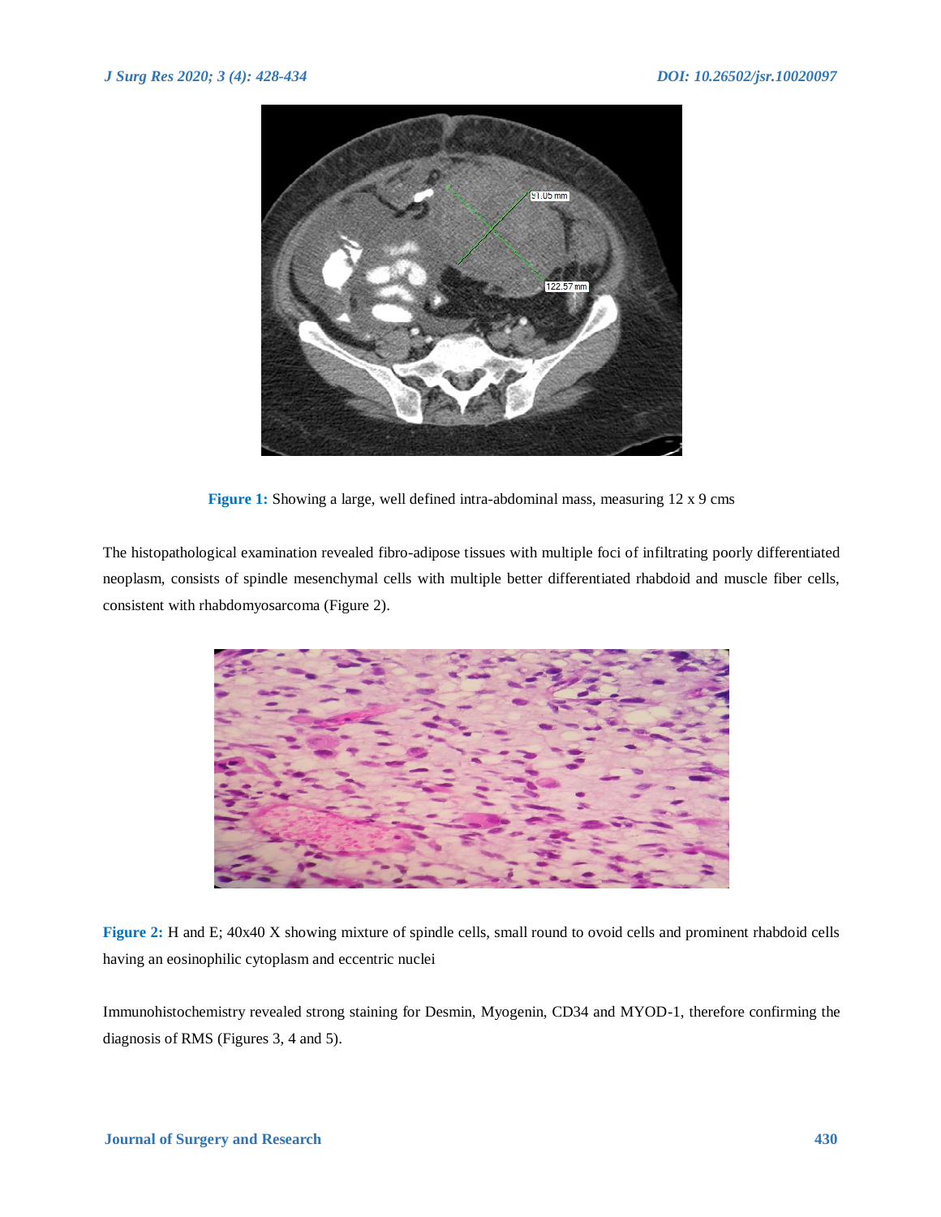Figure 1: Showing a large, well defined intra-abdominal mass, measuring 12 x 9 cms

The histopathological examination revealed fibro-adipose tissues with multiple foci of infiltrating poorly differentiated neoplasm, consists of spindle mesenchymal cells with multiple better differentiated rhabdoid and muscle fiber cells, consistent with rhabdomyosarcoma (Figure 2).

Figure 2: H and E; 40x40 X showing mixture of spindle cells, small round to ovoid cells and prominent rhabdoid cells having an eosinophilic cytoplasm and eccentric nuclei

Immunohistochemistry revealed strong staining for Desmin, Myogenin, CD34 and MYOD-1, therefore confirming the diagnosis of RMS (Figures 3, 4 and 5).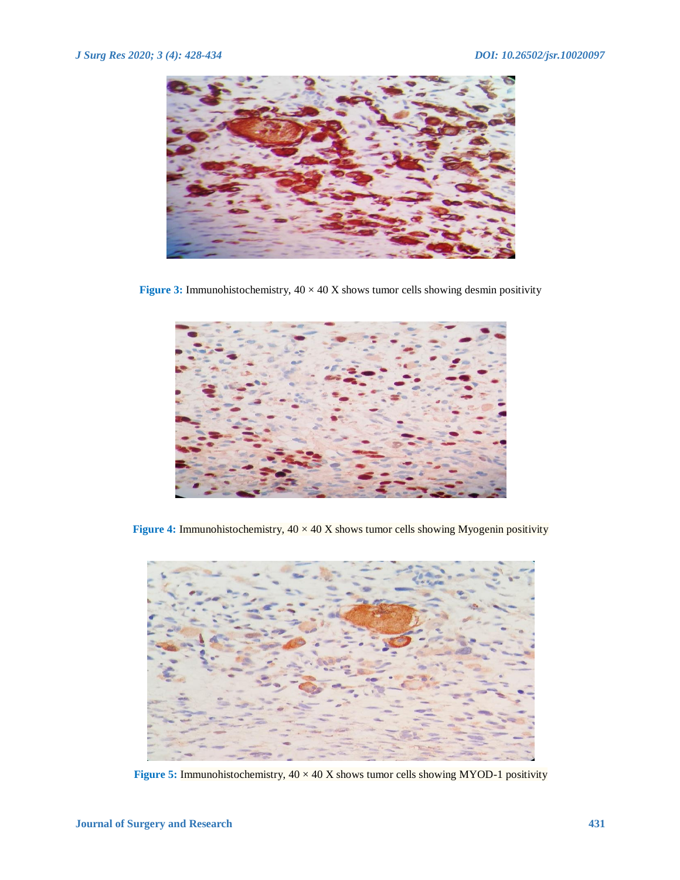**Figure 3:** Immunohistochemistry, 40 × 40 X shows tumor cells showing desmin positivity

**Figure 4:** Immunohistochemistry, 40 × 40 X shows tumor cells showing Myogenin positivity

**Figure 5:** Immunohistochemistry, 40 × 40 X shows tumor cells showing MYOD-1 positivity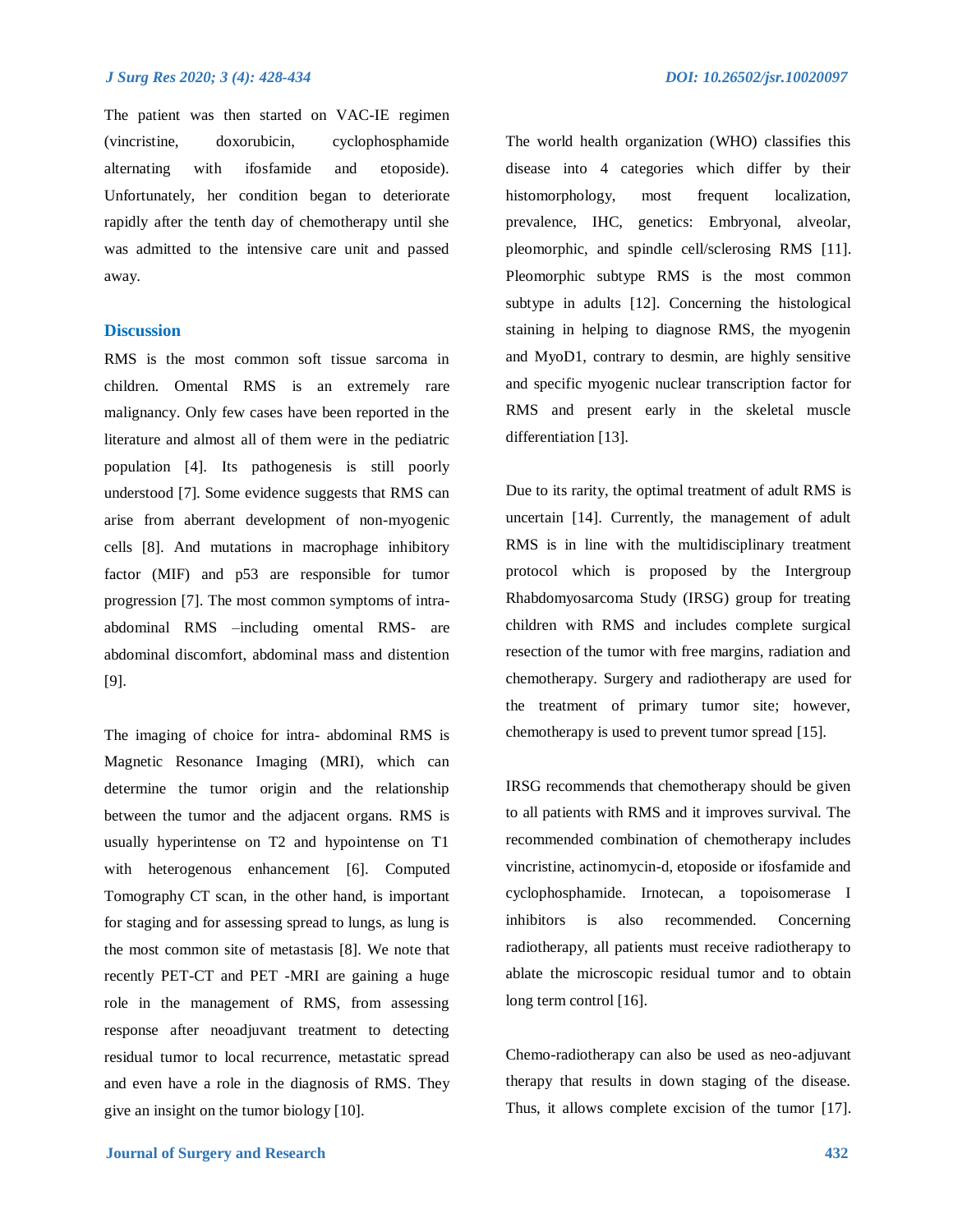The patient was then started on VAC-IE regimen (vincristine, doxorubicin, cyclophosphamide alternating with ifosfamide and etoposide). Unfortunately, her condition began to deteriorate rapidly after the tenth day of chemotherapy until she was admitted to the intensive care unit and passed away.

## Discussion

RMS is the most common soft tissue sarcoma in children. Omental RMS is an extremely rare malignancy. Only few cases have been reported in the literature and almost all of them were in the pediatric population [4]. Its pathogenesis is still poorly understood [7]. Some evidence suggests that RMS can arise from aberrant development of non-myogenic cells [8]. And mutations in macrophage inhibitory factor (MIF) and p53 are responsible for tumor progression [7]. The most common symptoms of intra-abdominal RMS –including omental RMS- are abdominal discomfort, abdominal mass and distention [9].

The imaging of choice for intra- abdominal RMS is Magnetic Resonance Imaging (MRI), which can determine the tumor origin and the relationship between the tumor and the adjacent organs. RMS is usually hyperintense on T2 and hypointense on T1 with heterogenous enhancement [6]. Computed Tomography CT scan, in the other hand, is important for staging and for assessing spread to lungs, as lung is the most common site of metastasis [8]. We note that recently PET-CT and PET -MRI are gaining a huge role in the management of RMS, from assessing response after neoadjuvant treatment to detecting residual tumor to local recurrence, metastatic spread and even have a role in the diagnosis of RMS. They give an insight on the tumor biology [10].

The world health organization (WHO) classifies this disease into 4 categories which differ by their histomorphology, most frequent localization, prevalence, IHC, genetics: Embryonal, alveolar, pleomorphic, and spindle cell/sclerosing RMS [11]. Pleomorphic subtype RMS is the most common subtype in adults [12]. Concerning the histological staining in helping to diagnose RMS, the myogenin and MyoD1, contrary to desmin, are highly sensitive and specific myogenic nuclear transcription factor for RMS and present early in the skeletal muscle differentiation [13].

Due to its rarity, the optimal treatment of adult RMS is uncertain [14]. Currently, the management of adult RMS is in line with the multidisciplinary treatment protocol which is proposed by the Intergroup Rhabdomyosarcoma Study (IRSG) group for treating children with RMS and includes complete surgical resection of the tumor with free margins, radiation and chemotherapy. Surgery and radiotherapy are used for the treatment of primary tumor site; however, chemotherapy is used to prevent tumor spread [15].

IRSG recommends that chemotherapy should be given to all patients with RMS and it improves survival. The recommended combination of chemotherapy includes vincristine, actinomycin-d, etoposide or ifosfamide and cyclophosphamide. Irnotecan, a topoisomerase I inhibitors is also recommended. Concerning radiotherapy, all patients must receive radiotherapy to ablate the microscopic residual tumor and to obtain long term control [16].

Chemo-radiotherapy can also be used as neo-adjuvant therapy that results in down staging of the disease. Thus, it allows complete excision of the tumor [17].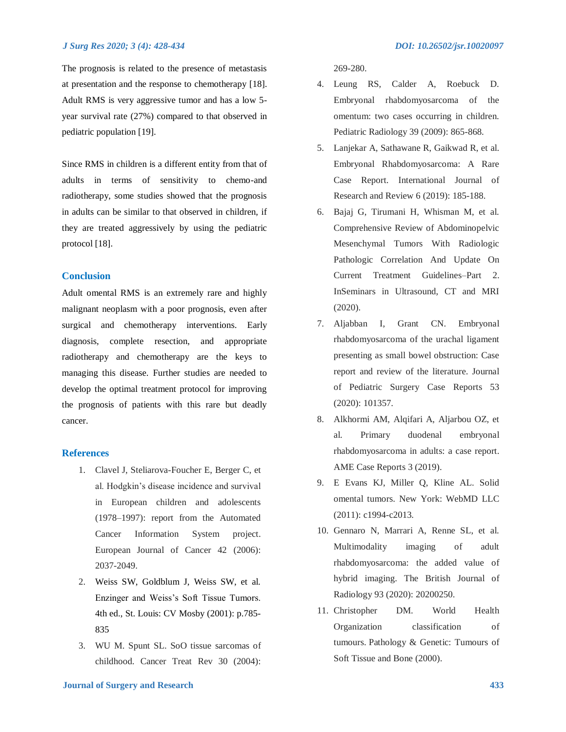The prognosis is related to the presence of metastasis at presentation and the response to chemotherapy [18]. Adult RMS is very aggressive tumor and has a low 5-year survival rate (27%) compared to that observed in pediatric population [19].

Since RMS in children is a different entity from that of adults in terms of sensitivity to chemo-and radiotherapy, some studies showed that the prognosis in adults can be similar to that observed in children, if they are treated aggressively by using the pediatric protocol [18].

## Conclusion

Adult omental RMS is an extremely rare and highly malignant neoplasm with a poor prognosis, even after surgical and chemotherapy interventions. Early diagnosis, complete resection, and appropriate radiotherapy and chemotherapy are the keys to managing this disease. Further studies are needed to develop the optimal treatment protocol for improving the prognosis of patients with this rare but deadly cancer.

## References

1. Clavel J, Steliarova-Foucher E, Berger C, et al. Hodgkin's disease incidence and survival in European children and adolescents (1978–1997): report from the Automated Cancer Information System project. European Journal of Cancer 42 (2006): 2037-2049.
2. Weiss SW, Goldblum J, Weiss SW, et al. Enzinger and Weiss's Soft Tissue Tumors. 4th ed., St. Louis: CV Mosby (2001): p.785-835
3. WU M. Spunt SL. SoO tissue sarcomas of childhood. Cancer Treat Rev 30 (2004): 269-280.
4. Leung RS, Calder A, Roebuck D. Embryonal rhabdomyosarcoma of the omentum: two cases occurring in children. Pediatric Radiology 39 (2009): 865-868.
5. Lanjekar A, Sathawane R, Gaikwad R, et al. Embryonal Rhabdomyosarcoma: A Rare Case Report. International Journal of Research and Review 6 (2019): 185-188.
6. Bajaj G, Tirumani H, Whisman M, et al. Comprehensive Review of Abdominopelvic Mesenchymal Tumors With Radiologic Pathologic Correlation And Update On Current Treatment Guidelines–Part 2. InSeminars in Ultrasound, CT and MRI (2020).
7. Aljabban I, Grant CN. Embryonal rhabdomyosarcoma of the urachal ligament presenting as small bowel obstruction: Case report and review of the literature. Journal of Pediatric Surgery Case Reports 53 (2020): 101357.
8. Alkhormi AM, Alqifari A, Aljarbou OZ, et al. Primary duodenal embryonal rhabdomyosarcoma in adults: a case report. AME Case Reports 3 (2019).
9. E Evans KJ, Miller Q, Kline AL. Solid omental tumors. New York: WebMD LLC (2011): c1994-c2013.
10. Gennaro N, Marrari A, Renne SL, et al. Multimodality imaging of adult rhabdomyosarcoma: the added value of hybrid imaging. The British Journal of Radiology 93 (2020): 20200250.
11. Christopher DM. World Health Organization classification of tumours. Pathology & Genetic: Tumours of Soft Tissue and Bone (2000).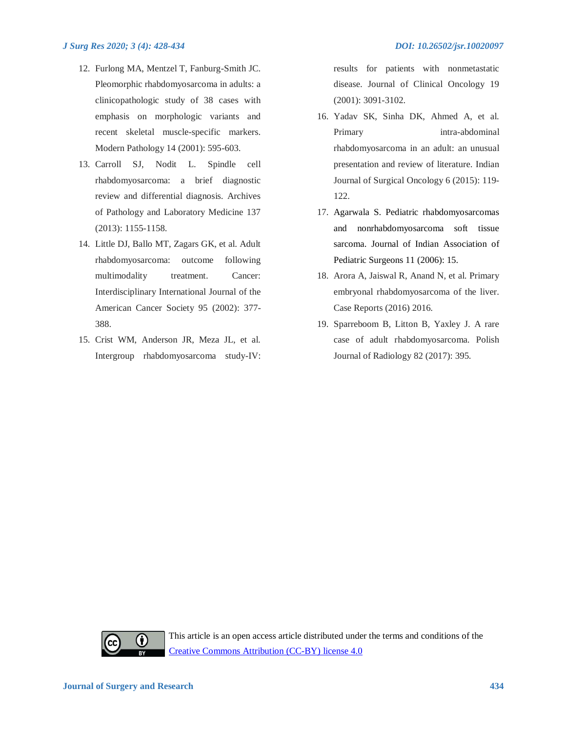12. Furlong MA, Mentzel T, Fanburg-Smith JC. Pleomorphic rhabdomyosarcoma in adults: a clinicopathologic study of 38 cases with emphasis on morphologic variants and recent skeletal muscle-specific markers. Modern Pathology 14 (2001): 595-603.
13. Carroll SJ, Nodit L. Spindle cell rhabdomyosarcoma: a brief diagnostic review and differential diagnosis. Archives of Pathology and Laboratory Medicine 137 (2013): 1155-1158.
14. Little DJ, Ballo MT, Zagars GK, et al. Adult rhabdomyosarcoma: outcome following multimodality treatment. Cancer: Interdisciplinary International Journal of the American Cancer Society 95 (2002): 377-388.
15. Crist WM, Anderson JR, Meza JL, et al. Intergroup rhabdomyosarcoma study-IV: results for patients with nonmetastatic disease. Journal of Clinical Oncology 19 (2001): 3091-3102.
16. Yadav SK, Sinha DK, Ahmed A, et al. Primary intra-abdominal rhabdomyosarcoma in an adult: an unusual presentation and review of literature. Indian Journal of Surgical Oncology 6 (2015): 119-122.
17. Agarwala S. Pediatric rhabdomyosarcomas and nonrhabdomyosarcoma soft tissue sarcoma. Journal of Indian Association of Pediatric Surgeons 11 (2006): 15.
18. Arora A, Jaiswal R, Anand N, et al. Primary embryonal rhabdomyosarcoma of the liver. Case Reports (2016) 2016.
19. Sparreboom B, Litton B, Yaxley J. A rare case of adult rhabdomyosarcoma. Polish Journal of Radiology 82 (2017): 395.

This article is an open access article distributed under the terms and conditions of the [Creative Commons Attribution (CC-BY) license 4.0]